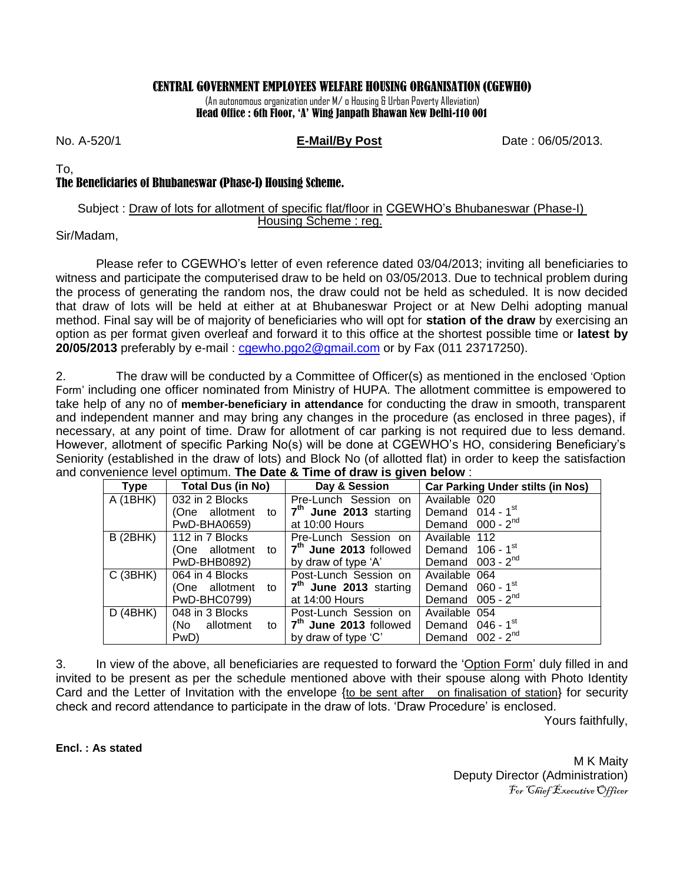# CENTRAL GOVERNMENT EMPLOYEES WELFARE HOUSING ORGANISATION (CGEWHO)

(An autonomous organization under M/ o Housing & Urban Poverty Alleviation)
**Head Office : 6th Floor, 'A' Wing Janpath Bhawan New Delhi-110 001**

No. A-520/1 **E-Mail/By Post** Date : 06/05/2013.

To,
**The Beneficiaries of Bhubaneswar (Phase-I) Housing Scheme.**

Subject : Draw of lots for allotment of specific flat/floor in CGEWHO's Bhubaneswar (Phase-I) Housing Scheme : reg.

Sir/Madam,

Please refer to CGEWHO's letter of even reference dated 03/04/2013; inviting all beneficiaries to witness and participate the computerised draw to be held on 03/05/2013. Due to technical problem during the process of generating the random nos, the draw could not be held as scheduled. It is now decided that draw of lots will be held at either at at Bhubaneswar Project or at New Delhi adopting manual method. Final say will be of majority of beneficiaries who will opt for **station of the draw** by exercising an option as per format given overleaf and forward it to this office at the shortest possible time or **latest by 20/05/2013** preferably by e-mail : cgewho.pgo2@gmail.com or by Fax (011 23717250).

2. The draw will be conducted by a Committee of Officer(s) as mentioned in the enclosed 'Option Form' including one officer nominated from Ministry of HUPA. The allotment committee is empowered to take help of any no of **member-beneficiary in attendance** for conducting the draw in smooth, transparent and independent manner and may bring any changes in the procedure (as enclosed in three pages), if necessary, at any point of time. Draw for allotment of car parking is not required due to less demand. However, allotment of specific Parking No(s) will be done at CGEWHO's HO, considering Beneficiary's Seniority (established in the draw of lots) and Block No (of allotted flat) in order to keep the satisfaction and convenience level optimum. **The Date & Time of draw is given below** :

| Type | Total Dus (in No) | Day & Session | Car Parking Under stilts (in Nos) |
|---|---|---|---|
| A (1BHK) | 032 in 2 Blocks (One allotment to PwD-BHA0659) | Pre-Lunch Session on **7th June 2013** starting at 10:00 Hours | Available 020<br>Demand 014 - 1st<br>Demand 000 - 2nd |
| B (2BHK) | 112 in 7 Blocks (One allotment to PwD-BHB0892) | Pre-Lunch Session on **7th June 2013** followed by draw of type 'A' | Available 112<br>Demand 106 - 1st<br>Demand 003 - 2nd |
| C (3BHK) | 064 in 4 Blocks (One allotment to PwD-BHC0799) | Post-Lunch Session on **7th June 2013** starting at 14:00 Hours | Available 064<br>Demand 060 - 1st<br>Demand 005 - 2nd |
| D (4BHK) | 048 in 3 Blocks (No allotment to PwD) | Post-Lunch Session on **7th June 2013** followed by draw of type 'C' | Available 054<br>Demand 046 - 1st<br>Demand 002 - 2nd |

3. In view of the above, all beneficiaries are requested to forward the 'Option Form' duly filled in and invited to be present as per the schedule mentioned above with their spouse along with Photo Identity Card and the Letter of Invitation with the envelope {to be sent after on finalisation of station} for security check and record attendance to participate in the draw of lots. 'Draw Procedure' is enclosed.

Yours faithfully,

**Encl. : As stated**

M K Maity
Deputy Director (Administration)
*For Chief Executive Officer*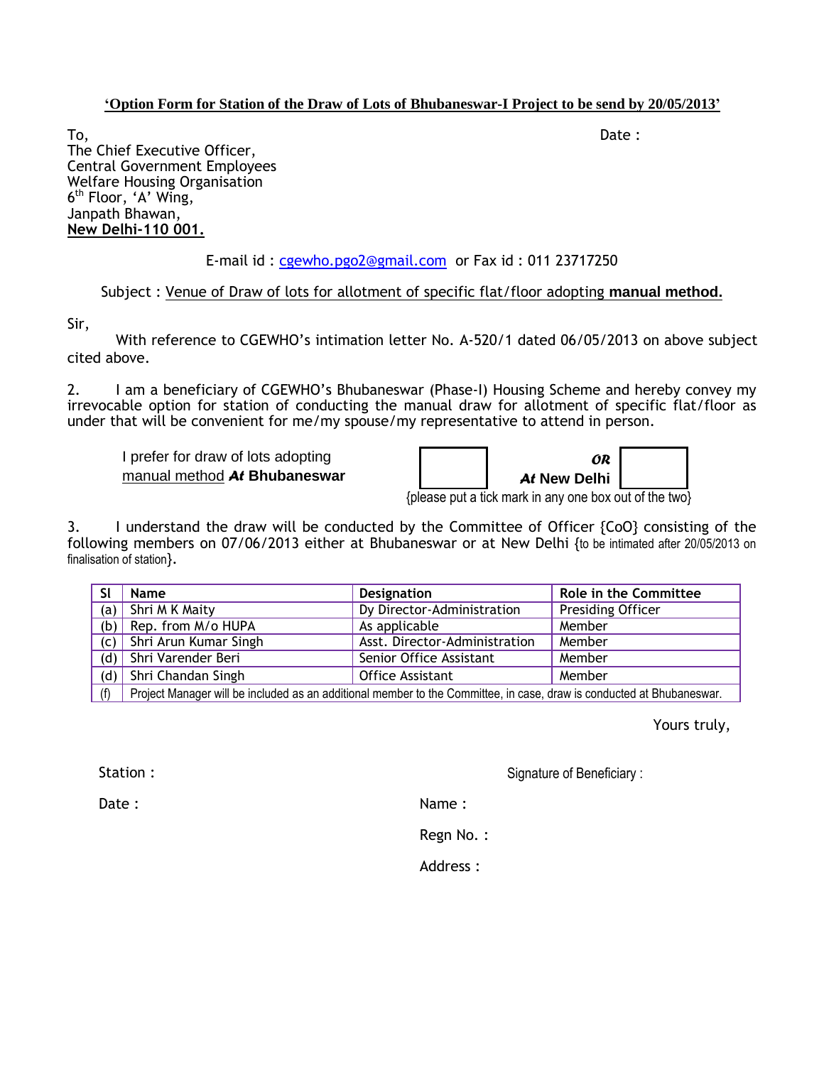**'Option Form for Station of the Draw of Lots of Bhubaneswar-I Project to be send by 20/05/2013'**

To,
The Chief Executive Officer,
Central Government Employees
Welfare Housing Organisation
6th Floor, 'A' Wing,
Janpath Bhawan,
**New Delhi-110 001.**

Date :

E-mail id : cgewho.pgo2@gmail.com or Fax id : 011 23717250

Subject : Venue of Draw of lots for allotment of specific flat/floor adopting **manual method.**

Sir,

With reference to CGEWHO's intimation letter No. A-520/1 dated 06/05/2013 on above subject cited above.

2. I am a beneficiary of CGEWHO's Bhubaneswar (Phase-I) Housing Scheme and hereby convey my irrevocable option for station of conducting the manual draw for allotment of specific flat/floor as under that will be convenient for me/my spouse/my representative to attend in person.

I prefer for draw of lots adopting manual method ***At* Bhubaneswar** ☐ ***OR*** ***At* New Delhi** ☐

{please put a tick mark in any one box out of the two}

3. I understand the draw will be conducted by the Committee of Officer {CoO} consisting of the following members on 07/06/2013 either at Bhubaneswar or at New Delhi {to be intimated after 20/05/2013 on finalisation of station}.

| Sl | Name | Designation | Role in the Committee |
|---|---|---|---|
| (a) | Shri M K Maity | Dy Director-Administration | Presiding Officer |
| (b) | Rep. from M/o HUPA | As applicable | Member |
| (c) | Shri Arun Kumar Singh | Asst. Director-Administration | Member |
| (d) | Shri Varender Beri | Senior Office Assistant | Member |
| (d) | Shri Chandan Singh | Office Assistant | Member |
| (f) | Project Manager will be included as an additional member to the Committee, in case, draw is conducted at Bhubaneswar. | | |

Yours truly,

Station :

Signature of Beneficiary :

Date :

Name :

Regn No. :

Address :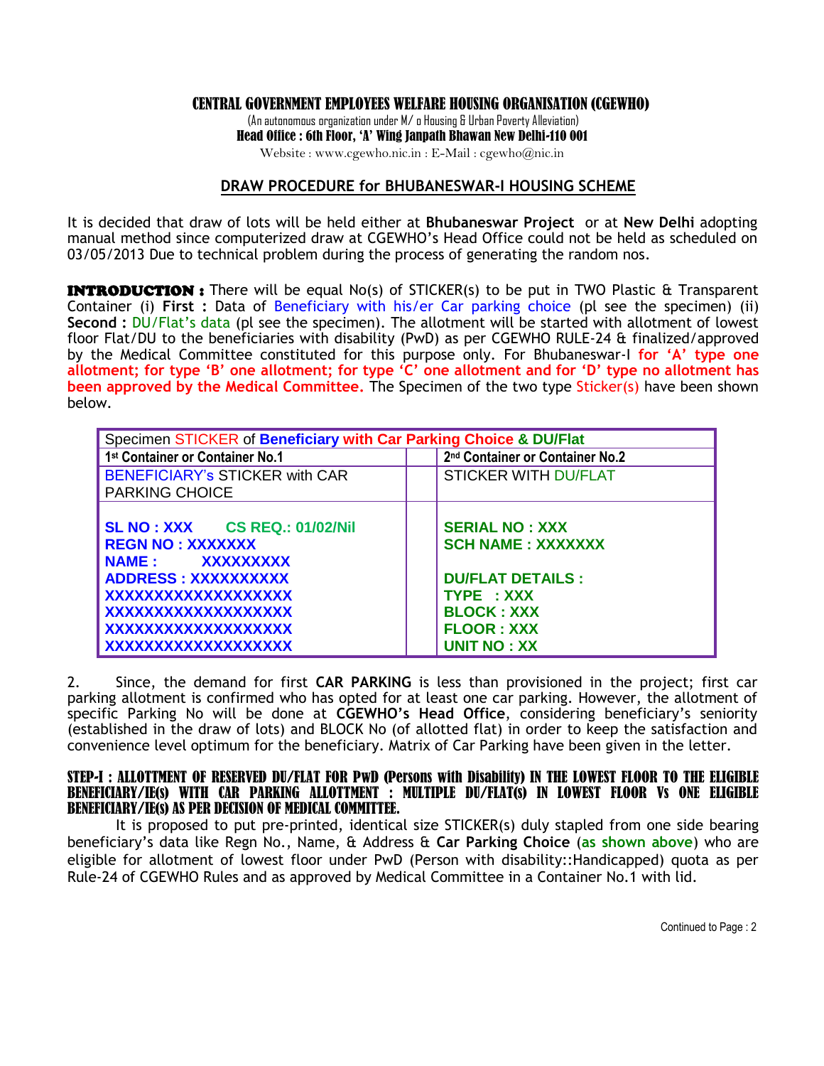# CENTRAL GOVERNMENT EMPLOYEES WELFARE HOUSING ORGANISATION (CGEWHO)

(An autonomous organization under M/ o Housing & Urban Poverty Alleviation)

**Head Office : 6th Floor, 'A' Wing Janpath Bhawan New Delhi-110 001**

Website : www.cgewho.nic.in : E-Mail : cgewho@nic.in

## DRAW PROCEDURE for BHUBANESWAR-I HOUSING SCHEME

It is decided that draw of lots will be held either at **Bhubaneswar Project** or at **New Delhi** adopting manual method since computerized draw at CGEWHO's Head Office could not be held as scheduled on 03/05/2013 Due to technical problem during the process of generating the random nos.

**INTRODUCTION :** There will be equal No(s) of STICKER(s) to be put in TWO Plastic & Transparent Container (i) **First :** Data of Beneficiary with his/er Car parking choice (pl see the specimen) (ii) **Second :** DU/Flat's data (pl see the specimen). The allotment will be started with allotment of lowest floor Flat/DU to the beneficiaries with disability (PwD) as per CGEWHO RULE-24 & finalized/approved by the Medical Committee constituted for this purpose only. For Bhubaneswar-I **for 'A' type one allotment; for type 'B' one allotment; for type 'C' one allotment and for 'D' type no allotment has been approved by the Medical Committee.** The Specimen of the two type Sticker(s) have been shown below.

| Specimen STICKER of **Beneficiary with Car Parking Choice & DU/Flat** | | |
|---|---|---|
| **1st Container or Container No.1** | | **2nd Container or Container No.2** |
| BENEFICIARY's STICKER with CAR PARKING CHOICE | | STICKER WITH DU/FLAT |
| **SL NO : XXX CS REQ.: 01/02/Nil**<br>**REGN NO : XXXXXXX**<br>**NAME : XXXXXXXXX**<br>**ADDRESS : XXXXXXXXXX**<br>**XXXXXXXXXXXXXXXXXX**<br>**XXXXXXXXXXXXXXXXXX**<br>**XXXXXXXXXXXXXXXXXX**<br>**XXXXXXXXXXXXXXXXXX** | | **SERIAL NO : XXX**<br>**SCH NAME : XXXXXXX**<br><br>**DU/FLAT DETAILS :**<br>**TYPE : XXX**<br>**BLOCK : XXX**<br>**FLOOR : XXX**<br>**UNIT NO : XX** |

2. Since, the demand for first **CAR PARKING** is less than provisioned in the project; first car parking allotment is confirmed who has opted for at least one car parking. However, the allotment of specific Parking No will be done at **CGEWHO's Head Office**, considering beneficiary's seniority (established in the draw of lots) and BLOCK No (of allotted flat) in order to keep the satisfaction and convenience level optimum for the beneficiary. Matrix of Car Parking have been given in the letter.

### STEP-I : ALLOTTMENT OF RESERVED DU/FLAT FOR PwD (Persons with Disability) IN THE LOWEST FLOOR TO THE ELIGIBLE BENEFICIARY/IE(s) WITH CAR PARKING ALLOTMENT : MULTIPLE DU/FLAT(s) IN LOWEST FLOOR Vs ONE ELIGIBLE BENEFICIARY/IE(s) AS PER DECISION OF MEDICAL COMMITTEE.

It is proposed to put pre-printed, identical size STICKER(s) duly stapled from one side bearing beneficiary's data like Regn No., Name, & Address & **Car Parking Choice** (**as shown above**) who are eligible for allotment of lowest floor under PwD (Person with disability::Handicapped) quota as per Rule-24 of CGEWHO Rules and as approved by Medical Committee in a Container No.1 with lid.

Continued to Page : 2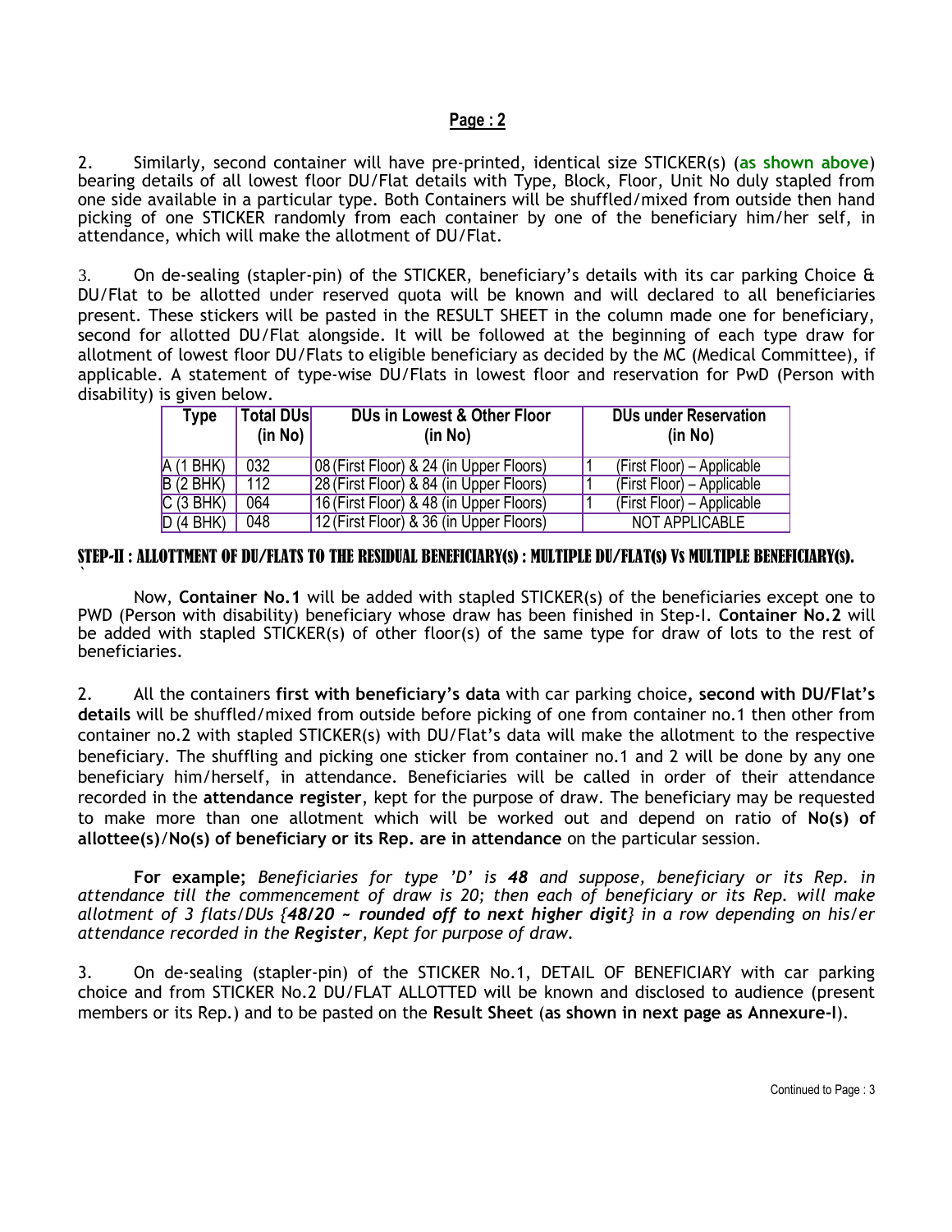2. Similarly, second container will have pre-printed, identical size STICKER(s) (**as shown above**) bearing details of all lowest floor DU/Flat details with Type, Block, Floor, Unit No duly stapled from one side available in a particular type. Both Containers will be shuffled/mixed from outside then hand picking of one STICKER randomly from each container by one of the beneficiary him/her self, in attendance, which will make the allotment of DU/Flat.

3. On de-sealing (stapler-pin) of the STICKER, beneficiary's details with its car parking Choice & DU/Flat to be allotted under reserved quota will be known and will declared to all beneficiaries present. These stickers will be pasted in the RESULT SHEET in the column made one for beneficiary, second for allotted DU/Flat alongside. It will be followed at the beginning of each type draw for allotment of lowest floor DU/Flats to eligible beneficiary as decided by the MC (Medical Committee), if applicable. A statement of type-wise DU/Flats in lowest floor and reservation for PwD (Person with disability) is given below.

| Type | Total DUs (in No) | DUs in Lowest & Other Floor (in No) | DUs under Reservation (in No) | |
|---|---|---|---|---|
| A (1 BHK) | 032 | 08 (First Floor) & 24 (in Upper Floors) | 1 | (First Floor) – Applicable |
| B (2 BHK) | 112 | 28 (First Floor) & 84 (in Upper Floors) | 1 | (First Floor) – Applicable |
| C (3 BHK) | 064 | 16 (First Floor) & 48 (in Upper Floors) | 1 | (First Floor) – Applicable |
| D (4 BHK) | 048 | 12 (First Floor) & 36 (in Upper Floors) | NOT APPLICABLE | |

## STEP-II : ALLOTTMENT OF DU/FLATS TO THE RESIDUAL BENEFICIARY(S) : MULTIPLE DU/FLAT(S) Vs MULTIPLE BENEFICIARY(S).

Now, **Container No.1** will be added with stapled STICKER(s) of the beneficiaries except one to PWD (Person with disability) beneficiary whose draw has been finished in Step-I. **Container No.2** will be added with stapled STICKER(s) of other floor(s) of the same type for draw of lots to the rest of beneficiaries.

2. All the containers **first with beneficiary's data** with car parking choice**, second with DU/Flat's details** will be shuffled/mixed from outside before picking of one from container no.1 then other from container no.2 with stapled STICKER(s) with DU/Flat's data will make the allotment to the respective beneficiary. The shuffling and picking one sticker from container no.1 and 2 will be done by any one beneficiary him/herself, in attendance. Beneficiaries will be called in order of their attendance recorded in the **attendance register**, kept for the purpose of draw. The beneficiary may be requested to make more than one allotment which will be worked out and depend on ratio of **No(s) of allottee(s)/No(s) of beneficiary or its Rep. are in attendance** on the particular session.

**For example;** *Beneficiaries for type 'D' is **48** and suppose, beneficiary or its Rep. in attendance till the commencement of draw is 20; then each of beneficiary or its Rep. will make allotment of 3 flats/DUs {**48/20 ~ rounded off to next higher digit**} in a row depending on his/er attendance recorded in the **Register**, Kept for purpose of draw.*

3. On de-sealing (stapler-pin) of the STICKER No.1, DETAIL OF BENEFICIARY with car parking choice and from STICKER No.2 DU/FLAT ALLOTTED will be known and disclosed to audience (present members or its Rep.) and to be pasted on the **Result Sheet** (**as shown in next page as Annexure-I**).

Continued to Page : 3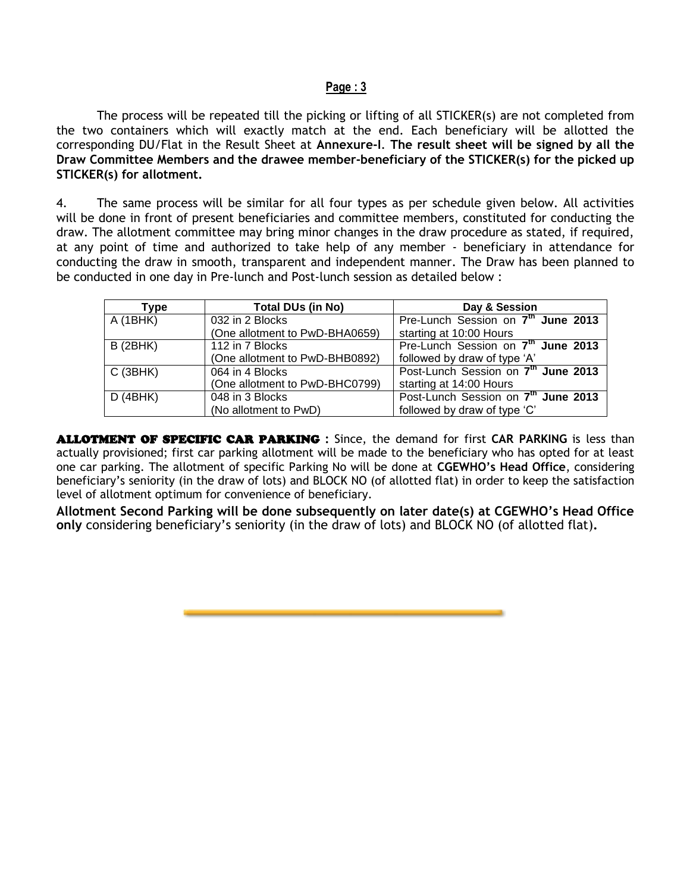The process will be repeated till the picking or lifting of all STICKER(s) are not completed from the two containers which will exactly match at the end. Each beneficiary will be allotted the corresponding DU/Flat in the Result Sheet at **Annexure-I**. **The result sheet will be signed by all the Draw Committee Members and the drawee member-beneficiary of the STICKER(s) for the picked up STICKER(s) for allotment.**

4. The same process will be similar for all four types as per schedule given below. All activities will be done in front of present beneficiaries and committee members, constituted for conducting the draw. The allotment committee may bring minor changes in the draw procedure as stated, if required, at any point of time and authorized to take help of any member - beneficiary in attendance for conducting the draw in smooth, transparent and independent manner. The Draw has been planned to be conducted in one day in Pre-lunch and Post-lunch session as detailed below :

| Type | Total DUs (in No) | Day & Session |
|---|---|---|
| A (1BHK) | 032 in 2 Blocks (One allotment to PwD-BHA0659) | Pre-Lunch Session on **7th June 2013** starting at 10:00 Hours |
| B (2BHK) | 112 in 7 Blocks (One allotment to PwD-BHB0892) | Pre-Lunch Session on **7th June 2013** followed by draw of type 'A' |
| C (3BHK) | 064 in 4 Blocks (One allotment to PwD-BHC0799) | Post-Lunch Session on **7th June 2013** starting at 14:00 Hours |
| D (4BHK) | 048 in 3 Blocks (No allotment to PwD) | Post-Lunch Session on **7th June 2013** followed by draw of type 'C' |

**ALLOTMENT OF SPECIFIC CAR PARKING :** Since, the demand for first **CAR PARKING** is less than actually provisioned; first car parking allotment will be made to the beneficiary who has opted for at least one car parking. The allotment of specific Parking No will be done at **CGEWHO's Head Office**, considering beneficiary's seniority (in the draw of lots) and BLOCK NO (of allotted flat) in order to keep the satisfaction level of allotment optimum for convenience of beneficiary.

**Allotment Second Parking will be done subsequently on later date(s) at CGEWHO's Head Office only** considering beneficiary's seniority (in the draw of lots) and BLOCK NO (of allotted flat)**.**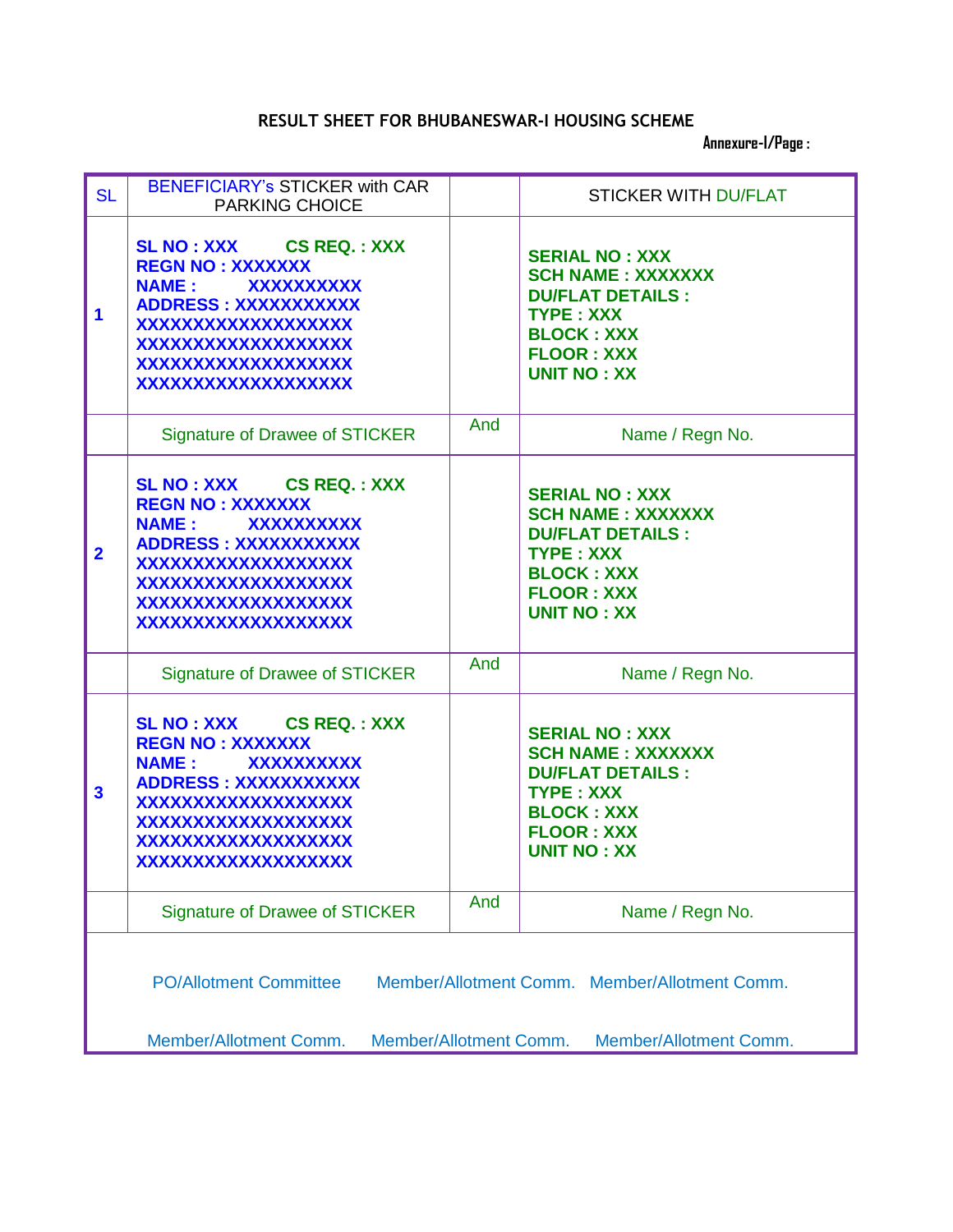# RESULT SHEET FOR BHUBANESWAR-I HOUSING SCHEME

Annexure-I/Page :

| SL | BENEFICIARY's STICKER with CAR PARKING CHOICE | | STICKER WITH DU/FLAT |
|---|---|---|---|
| 1 | **SL NO : XXX CS REQ. : XXX**<br>**REGN NO : XXXXXXX**<br>**NAME : XXXXXXXXXX**<br>**ADDRESS : XXXXXXXXXXX**<br>**XXXXXXXXXXXXXXXXXX**<br>**XXXXXXXXXXXXXXXXXX**<br>**XXXXXXXXXXXXXXXXXX**<br>**XXXXXXXXXXXXXXXXXX** | | **SERIAL NO : XXX**<br>**SCH NAME : XXXXXXX**<br>**DU/FLAT DETAILS :**<br>**TYPE : XXX**<br>**BLOCK : XXX**<br>**FLOOR : XXX**<br>**UNIT NO : XX** |
| | Signature of Drawee of STICKER | And | Name / Regn No. |
| 2 | **SL NO : XXX CS REQ. : XXX**<br>**REGN NO : XXXXXXX**<br>**NAME : XXXXXXXXXX**<br>**ADDRESS : XXXXXXXXXXX**<br>**XXXXXXXXXXXXXXXXXX**<br>**XXXXXXXXXXXXXXXXXX**<br>**XXXXXXXXXXXXXXXXXX**<br>**XXXXXXXXXXXXXXXXXX** | | **SERIAL NO : XXX**<br>**SCH NAME : XXXXXXX**<br>**DU/FLAT DETAILS :**<br>**TYPE : XXX**<br>**BLOCK : XXX**<br>**FLOOR : XXX**<br>**UNIT NO : XX** |
| | Signature of Drawee of STICKER | And | Name / Regn No. |
| 3 | **SL NO : XXX CS REQ. : XXX**<br>**REGN NO : XXXXXXX**<br>**NAME : XXXXXXXXXX**<br>**ADDRESS : XXXXXXXXXXX**<br>**XXXXXXXXXXXXXXXXXX**<br>**XXXXXXXXXXXXXXXXXX**<br>**XXXXXXXXXXXXXXXXXX**<br>**XXXXXXXXXXXXXXXXXX** | | **SERIAL NO : XXX**<br>**SCH NAME : XXXXXXX**<br>**DU/FLAT DETAILS :**<br>**TYPE : XXX**<br>**BLOCK : XXX**<br>**FLOOR : XXX**<br>**UNIT NO : XX** |
| | Signature of Drawee of STICKER | And | Name / Regn No. |

PO/Allotment Committee     Member/Allotment Comm.     Member/Allotment Comm.

Member/Allotment Comm.     Member/Allotment Comm.     Member/Allotment Comm.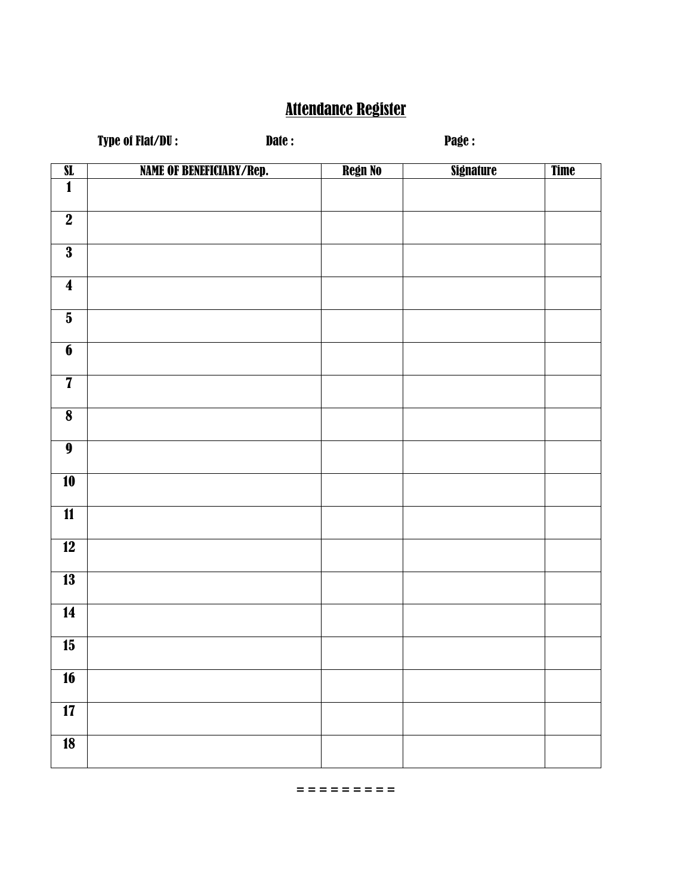# Attendance Register

**Type of Flat/DU :** **Date :** **Page :**

| SL | NAME OF BENEFICIARY/Rep. | Regn No | Signature | Time |
|---|---|---|---|---|
| 1 | | | | |
| 2 | | | | |
| 3 | | | | |
| 4 | | | | |
| 5 | | | | |
| 6 | | | | |
| 7 | | | | |
| 8 | | | | |
| 9 | | | | |
| 10 | | | | |
| 11 | | | | |
| 12 | | | | |
| 13 | | | | |
| 14 | | | | |
| 15 | | | | |
| 16 | | | | |
| 17 | | | | |
| 18 | | | | |

= = = = = = = = =